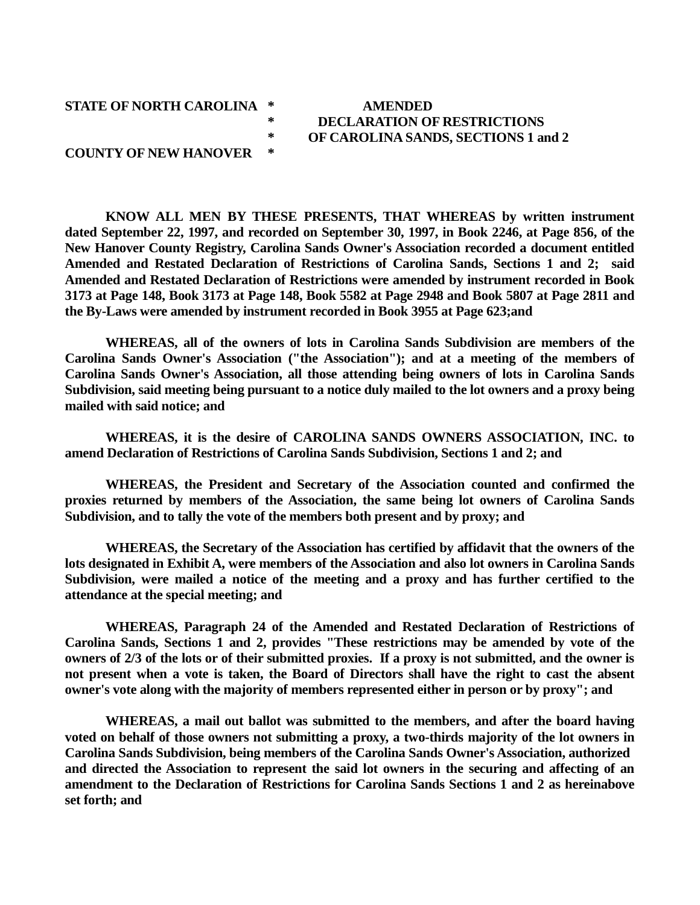**STATE OF NORTH CAROLINA \***
**COUNTY OF NEW HANOVER \***

**AMENDED**
**DECLARATION OF RESTRICTIONS**
**OF CAROLINA SANDS, SECTIONS 1 and 2**

**KNOW ALL MEN BY THESE PRESENTS, THAT WHEREAS by written instrument dated September 22, 1997, and recorded on September 30, 1997, in Book 2246, at Page 856, of the New Hanover County Registry, Carolina Sands Owner's Association recorded a document entitled Amended and Restated Declaration of Restrictions of Carolina Sands, Sections 1 and 2; said Amended and Restated Declaration of Restrictions were amended by instrument recorded in Book 3173 at Page 148, Book 3173 at Page 148, Book 5582 at Page 2948 and Book 5807 at Page 2811 and the By-Laws were amended by instrument recorded in Book 3955 at Page 623;and**

**WHEREAS, all of the owners of lots in Carolina Sands Subdivision are members of the Carolina Sands Owner's Association ("the Association"); and at a meeting of the members of Carolina Sands Owner's Association, all those attending being owners of lots in Carolina Sands Subdivision, said meeting being pursuant to a notice duly mailed to the lot owners and a proxy being mailed with said notice; and**

**WHEREAS, it is the desire of CAROLINA SANDS OWNERS ASSOCIATION, INC. to amend Declaration of Restrictions of Carolina Sands Subdivision, Sections 1 and 2; and**

**WHEREAS, the President and Secretary of the Association counted and confirmed the proxies returned by members of the Association, the same being lot owners of Carolina Sands Subdivision, and to tally the vote of the members both present and by proxy; and**

**WHEREAS, the Secretary of the Association has certified by affidavit that the owners of the lots designated in Exhibit A, were members of the Association and also lot owners in Carolina Sands Subdivision, were mailed a notice of the meeting and a proxy and has further certified to the attendance at the special meeting; and**

**WHEREAS, Paragraph 24 of the Amended and Restated Declaration of Restrictions of Carolina Sands, Sections 1 and 2, provides "These restrictions may be amended by vote of the owners of 2/3 of the lots or of their submitted proxies. If a proxy is not submitted, and the owner is not present when a vote is taken, the Board of Directors shall have the right to cast the absent owner's vote along with the majority of members represented either in person or by proxy"; and**

**WHEREAS, a mail out ballot was submitted to the members, and after the board having voted on behalf of those owners not submitting a proxy, a two-thirds majority of the lot owners in Carolina Sands Subdivision, being members of the Carolina Sands Owner's Association, authorized and directed the Association to represent the said lot owners in the securing and affecting of an amendment to the Declaration of Restrictions for Carolina Sands Sections 1 and 2 as hereinabove set forth; and**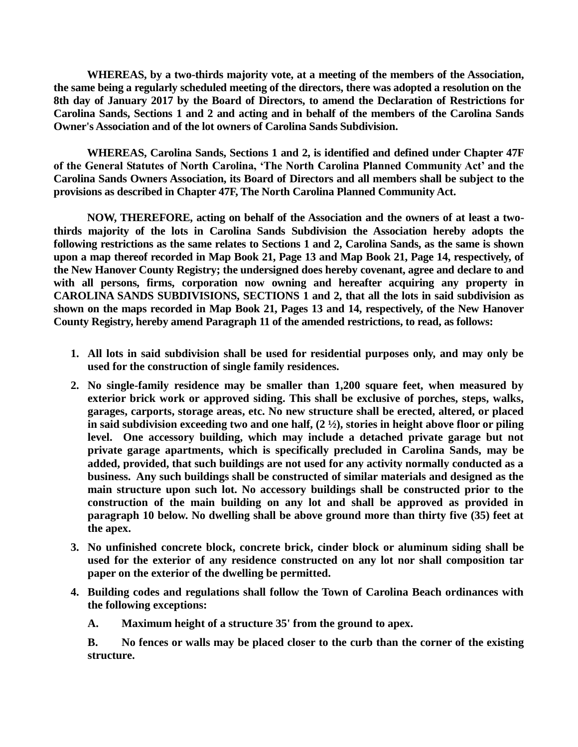**WHEREAS, by a two-thirds majority vote, at a meeting of the members of the Association, the same being a regularly scheduled meeting of the directors, there was adopted a resolution on the 8th day of January 2017 by the Board of Directors, to amend the Declaration of Restrictions for Carolina Sands, Sections 1 and 2 and acting and in behalf of the members of the Carolina Sands Owner's Association and of the lot owners of Carolina Sands Subdivision.**

**WHEREAS, Carolina Sands, Sections 1 and 2, is identified and defined under Chapter 47F of the General Statutes of North Carolina, 'The North Carolina Planned Community Act' and the Carolina Sands Owners Association, its Board of Directors and all members shall be subject to the provisions as described in Chapter 47F, The North Carolina Planned Community Act.**

**NOW, THEREFORE, acting on behalf of the Association and the owners of at least a two-thirds majority of the lots in Carolina Sands Subdivision the Association hereby adopts the following restrictions as the same relates to Sections 1 and 2, Carolina Sands, as the same is shown upon a map thereof recorded in Map Book 21, Page 13 and Map Book 21, Page 14, respectively, of the New Hanover County Registry; the undersigned does hereby covenant, agree and declare to and with all persons, firms, corporation now owning and hereafter acquiring any property in CAROLINA SANDS SUBDIVISIONS, SECTIONS 1 and 2, that all the lots in said subdivision as shown on the maps recorded in Map Book 21, Pages 13 and 14, respectively, of the New Hanover County Registry, hereby amend Paragraph 11 of the amended restrictions, to read, as follows:**

1. **All lots in said subdivision shall be used for residential purposes only, and may only be used for the construction of single family residences.**
2. **No single-family residence may be smaller than 1,200 square feet, when measured by exterior brick work or approved siding. This shall be exclusive of porches, steps, walks, garages, carports, storage areas, etc. No new structure shall be erected, altered, or placed in said subdivision exceeding two and one half, (2 ½), stories in height above floor or piling level. One accessory building, which may include a detached private garage but not private garage apartments, which is specifically precluded in Carolina Sands, may be added, provided, that such buildings are not used for any activity normally conducted as a business. Any such buildings shall be constructed of similar materials and designed as the main structure upon such lot. No accessory buildings shall be constructed prior to the construction of the main building on any lot and shall be approved as provided in paragraph 10 below. No dwelling shall be above ground more than thirty five (35) feet at the apex.**
3. **No unfinished concrete block, concrete brick, cinder block or aluminum siding shall be used for the exterior of any residence constructed on any lot nor shall composition tar paper on the exterior of the dwelling be permitted.**
4. **Building codes and regulations shall follow the Town of Carolina Beach ordinances with the following exceptions:**

   **A. Maximum height of a structure 35' from the ground to apex.**

   **B. No fences or walls may be placed closer to the curb than the corner of the existing structure.**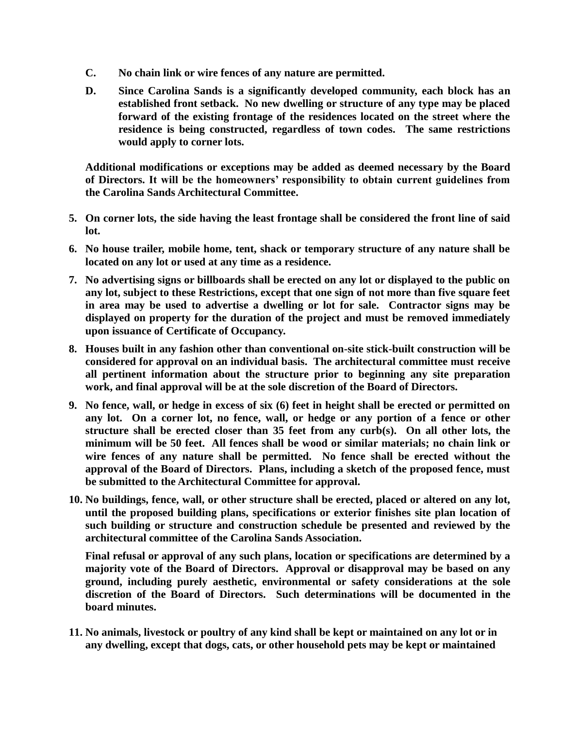C. **No chain link or wire fences of any nature are permitted.**

D. **Since Carolina Sands is a significantly developed community, each block has an established front setback. No new dwelling or structure of any type may be placed forward of the existing frontage of the residences located on the street where the residence is being constructed, regardless of town codes. The same restrictions would apply to corner lots.**

**Additional modifications or exceptions may be added as deemed necessary by the Board of Directors. It will be the homeowners' responsibility to obtain current guidelines from the Carolina Sands Architectural Committee.**

5. **On corner lots, the side having the least frontage shall be considered the front line of said lot.**

6. **No house trailer, mobile home, tent, shack or temporary structure of any nature shall be located on any lot or used at any time as a residence.**

7. **No advertising signs or billboards shall be erected on any lot or displayed to the public on any lot, subject to these Restrictions, except that one sign of not more than five square feet in area may be used to advertise a dwelling or lot for sale. Contractor signs may be displayed on property for the duration of the project and must be removed immediately upon issuance of Certificate of Occupancy.**

8. **Houses built in any fashion other than conventional on-site stick-built construction will be considered for approval on an individual basis. The architectural committee must receive all pertinent information about the structure prior to beginning any site preparation work, and final approval will be at the sole discretion of the Board of Directors.**

9. **No fence, wall, or hedge in excess of six (6) feet in height shall be erected or permitted on any lot. On a corner lot, no fence, wall, or hedge or any portion of a fence or other structure shall be erected closer than 35 feet from any curb(s). On all other lots, the minimum will be 50 feet. All fences shall be wood or similar materials; no chain link or wire fences of any nature shall be permitted. No fence shall be erected without the approval of the Board of Directors. Plans, including a sketch of the proposed fence, must be submitted to the Architectural Committee for approval.**

10. **No buildings, fence, wall, or other structure shall be erected, placed or altered on any lot, until the proposed building plans, specifications or exterior finishes site plan location of such building or structure and construction schedule be presented and reviewed by the architectural committee of the Carolina Sands Association.**

    **Final refusal or approval of any such plans, location or specifications are determined by a majority vote of the Board of Directors. Approval or disapproval may be based on any ground, including purely aesthetic, environmental or safety considerations at the sole discretion of the Board of Directors. Such determinations will be documented in the board minutes.**

11. **No animals, livestock or poultry of any kind shall be kept or maintained on any lot or in any dwelling, except that dogs, cats, or other household pets may be kept or maintained**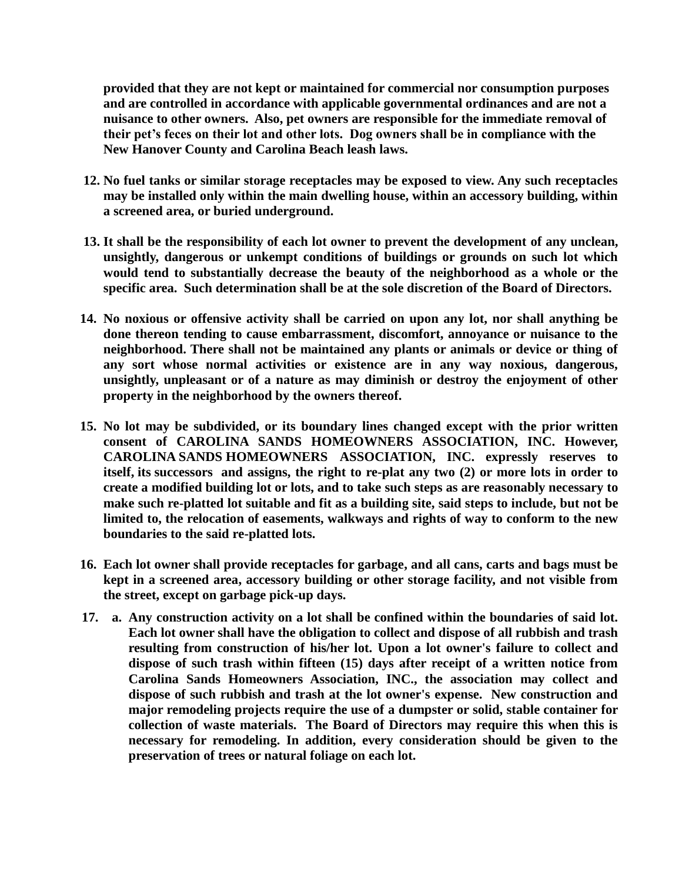**provided that they are not kept or maintained for commercial nor consumption purposes and are controlled in accordance with applicable governmental ordinances and are not a nuisance to other owners. Also, pet owners are responsible for the immediate removal of their pet's feces on their lot and other lots. Dog owners shall be in compliance with the New Hanover County and Carolina Beach leash laws.**

12. **No fuel tanks or similar storage receptacles may be exposed to view. Any such receptacles may be installed only within the main dwelling house, within an accessory building, within a screened area, or buried underground.**

13. **It shall be the responsibility of each lot owner to prevent the development of any unclean, unsightly, dangerous or unkempt conditions of buildings or grounds on such lot which would tend to substantially decrease the beauty of the neighborhood as a whole or the specific area. Such determination shall be at the sole discretion of the Board of Directors.**

14. **No noxious or offensive activity shall be carried on upon any lot, nor shall anything be done thereon tending to cause embarrassment, discomfort, annoyance or nuisance to the neighborhood. There shall not be maintained any plants or animals or device or thing of any sort whose normal activities or existence are in any way noxious, dangerous, unsightly, unpleasant or of a nature as may diminish or destroy the enjoyment of other property in the neighborhood by the owners thereof.**

15. **No lot may be subdivided, or its boundary lines changed except with the prior written consent of CAROLINA SANDS HOMEOWNERS ASSOCIATION, INC. However, CAROLINA SANDS HOMEOWNERS ASSOCIATION, INC. expressly reserves to itself, its successors and assigns, the right to re-plat any two (2) or more lots in order to create a modified building lot or lots, and to take such steps as are reasonably necessary to make such re-platted lot suitable and fit as a building site, said steps to include, but not be limited to, the relocation of easements, walkways and rights of way to conform to the new boundaries to the said re-platted lots.**

16. **Each lot owner shall provide receptacles for garbage, and all cans, carts and bags must be kept in a screened area, accessory building or other storage facility, and not visible from the street, except on garbage pick-up days.**

17. **a. Any construction activity on a lot shall be confined within the boundaries of said lot. Each lot owner shall have the obligation to collect and dispose of all rubbish and trash resulting from construction of his/her lot. Upon a lot owner's failure to collect and dispose of such trash within fifteen (15) days after receipt of a written notice from Carolina Sands Homeowners Association, INC., the association may collect and dispose of such rubbish and trash at the lot owner's expense. New construction and major remodeling projects require the use of a dumpster or solid, stable container for collection of waste materials. The Board of Directors may require this when this is necessary for remodeling. In addition, every consideration should be given to the preservation of trees or natural foliage on each lot.**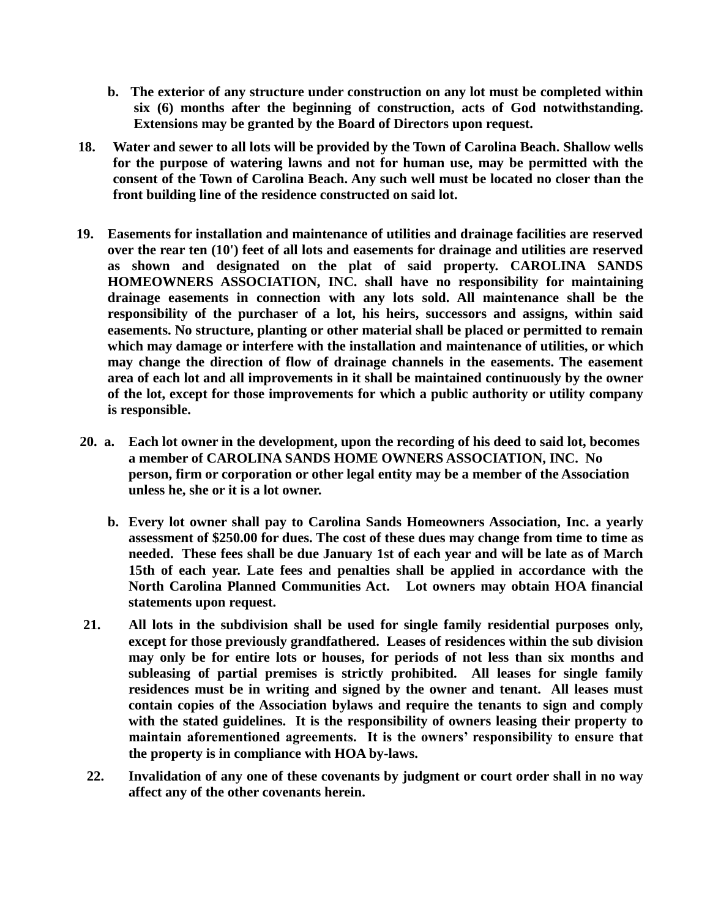**b. The exterior of any structure under construction on any lot must be completed within six (6) months after the beginning of construction, acts of God notwithstanding. Extensions may be granted by the Board of Directors upon request.**

**18. Water and sewer to all lots will be provided by the Town of Carolina Beach. Shallow wells for the purpose of watering lawns and not for human use, may be permitted with the consent of the Town of Carolina Beach. Any such well must be located no closer than the front building line of the residence constructed on said lot.**

**19. Easements for installation and maintenance of utilities and drainage facilities are reserved over the rear ten (10') feet of all lots and easements for drainage and utilities are reserved as shown and designated on the plat of said property. CAROLINA SANDS HOMEOWNERS ASSOCIATION, INC. shall have no responsibility for maintaining drainage easements in connection with any lots sold. All maintenance shall be the responsibility of the purchaser of a lot, his heirs, successors and assigns, within said easements. No structure, planting or other material shall be placed or permitted to remain which may damage or interfere with the installation and maintenance of utilities, or which may change the direction of flow of drainage channels in the easements. The easement area of each lot and all improvements in it shall be maintained continuously by the owner of the lot, except for those improvements for which a public authority or utility company is responsible.**

**20. a. Each lot owner in the development, upon the recording of his deed to said lot, becomes a member of CAROLINA SANDS HOME OWNERS ASSOCIATION, INC. No person, firm or corporation or other legal entity may be a member of the Association unless he, she or it is a lot owner.**

**b. Every lot owner shall pay to Carolina Sands Homeowners Association, Inc. a yearly assessment of $250.00 for dues. The cost of these dues may change from time to time as needed. These fees shall be due January 1st of each year and will be late as of March 15th of each year. Late fees and penalties shall be applied in accordance with the North Carolina Planned Communities Act. Lot owners may obtain HOA financial statements upon request.**

**21. All lots in the subdivision shall be used for single family residential purposes only, except for those previously grandfathered. Leases of residences within the sub division may only be for entire lots or houses, for periods of not less than six months and subleasing of partial premises is strictly prohibited. All leases for single family residences must be in writing and signed by the owner and tenant. All leases must contain copies of the Association bylaws and require the tenants to sign and comply with the stated guidelines. It is the responsibility of owners leasing their property to maintain aforementioned agreements. It is the owners' responsibility to ensure that the property is in compliance with HOA by-laws.**

**22. Invalidation of any one of these covenants by judgment or court order shall in no way affect any of the other covenants herein.**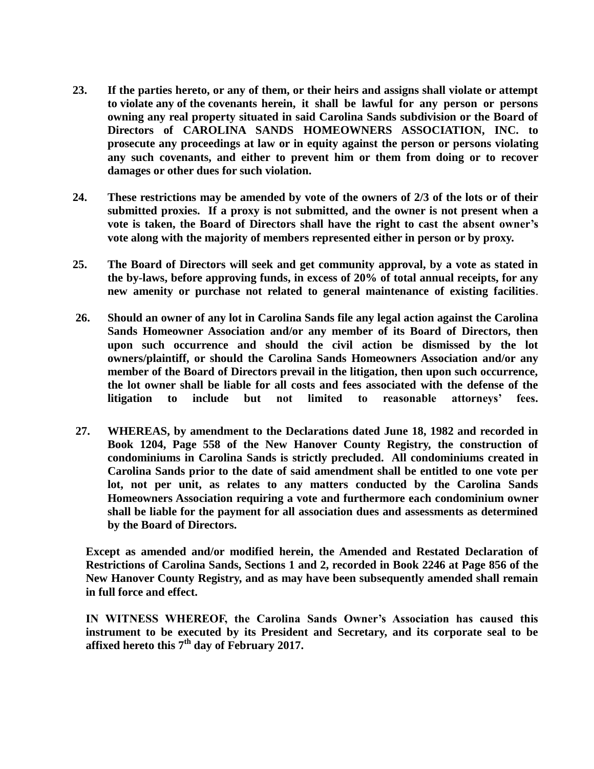**23. If the parties hereto, or any of them, or their heirs and assigns shall violate or attempt to violate any of the covenants herein, it shall be lawful for any person or persons owning any real property situated in said Carolina Sands subdivision or the Board of Directors of CAROLINA SANDS HOMEOWNERS ASSOCIATION, INC. to prosecute any proceedings at law or in equity against the person or persons violating any such covenants, and either to prevent him or them from doing or to recover damages or other dues for such violation.**

**24. These restrictions may be amended by vote of the owners of 2/3 of the lots or of their submitted proxies. If a proxy is not submitted, and the owner is not present when a vote is taken, the Board of Directors shall have the right to cast the absent owner's vote along with the majority of members represented either in person or by proxy.**

**25. The Board of Directors will seek and get community approval, by a vote as stated in the by-laws, before approving funds, in excess of 20% of total annual receipts, for any new amenity or purchase not related to general maintenance of existing facilities.**

**26. Should an owner of any lot in Carolina Sands file any legal action against the Carolina Sands Homeowner Association and/or any member of its Board of Directors, then upon such occurrence and should the civil action be dismissed by the lot owners/plaintiff, or should the Carolina Sands Homeowners Association and/or any member of the Board of Directors prevail in the litigation, then upon such occurrence, the lot owner shall be liable for all costs and fees associated with the defense of the litigation to include but not limited to reasonable attorneys' fees.**

**27. WHEREAS, by amendment to the Declarations dated June 18, 1982 and recorded in Book 1204, Page 558 of the New Hanover County Registry, the construction of condominiums in Carolina Sands is strictly precluded. All condominiums created in Carolina Sands prior to the date of said amendment shall be entitled to one vote per lot, not per unit, as relates to any matters conducted by the Carolina Sands Homeowners Association requiring a vote and furthermore each condominium owner shall be liable for the payment for all association dues and assessments as determined by the Board of Directors.**

**Except as amended and/or modified herein, the Amended and Restated Declaration of Restrictions of Carolina Sands, Sections 1 and 2, recorded in Book 2246 at Page 856 of the New Hanover County Registry, and as may have been subsequently amended shall remain in full force and effect.**

**IN WITNESS WHEREOF, the Carolina Sands Owner's Association has caused this instrument to be executed by its President and Secretary, and its corporate seal to be affixed hereto this 7th day of February 2017.**